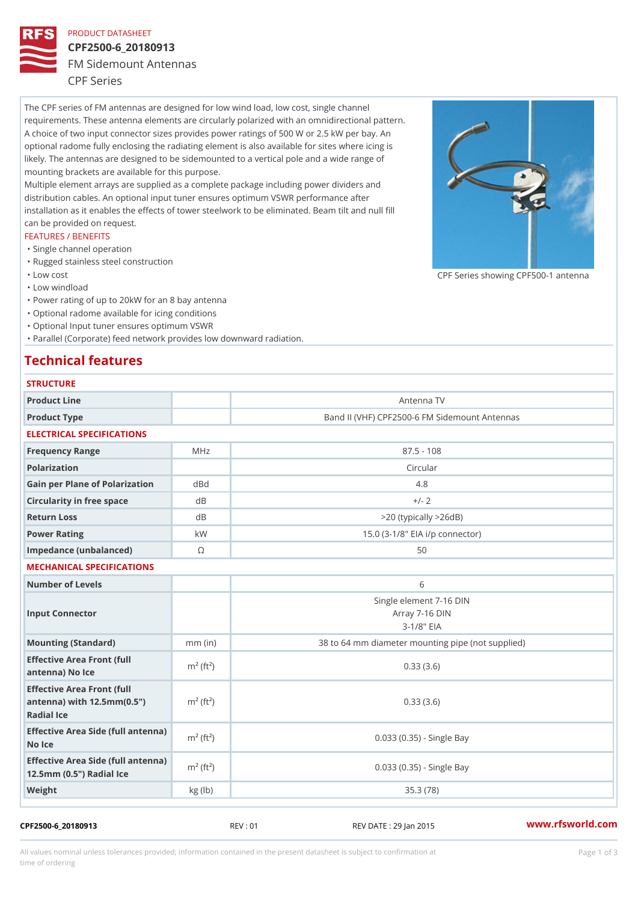PRODUCT DATASHEET

# CPF2500-6_20180913

## FM Sidemount Antennas

CPF Series

The CPF series of FM antennas are designed for low wind load, low cost, single channel requirements. These antenna elements are circularly polarized with an omnidirectional pattern. A choice of two input connector sizes provides power ratings of 500 W or 2.5 kW per bay. An optional radome fully enclosing the radiating element is also available for sites where icing is likely. The antennas are designed to be sidemounted to a vertical pole and a wide range of mounting brackets are available for this purpose.

Multiple element arrays are supplied as a complete package including power dividers and distribution cables. An optional input tuner ensures optimum VSWR performance after installation as it enables the effects of tower steelwork to be eliminated. Beam tilt and null fill can be provided on request.

CPF Series showing CPF500-1 antenna

### FEATURES / BENEFITS

- Single channel operation
- Rugged stainless steel construction
- Low cost
- Low windload
- Power rating of up to 20kW for an 8 bay antenna
- Optional radome available for icing conditions
- Optional Input tuner ensures optimum VSWR
- Parallel (Corporate) feed network provides low downward radiation.

## Technical features

### STRUCTURE

| | | |
|---|---|---|
| **Product Line** | | Antenna TV |
| **Product Type** | | Band II (VHF) CPF2500-6 FM Sidemount Antennas |

### ELECTRICAL SPECIFICATIONS

| | | |
|---|---|---|
| **Frequency Range** | MHz | 87.5 - 108 |
| **Polarization** | | Circular |
| **Gain per Plane of Polarization** | dBd | 4.8 |
| **Circularity in free space** | dB | +/- 2 |
| **Return Loss** | dB | >20 (typically >26dB) |
| **Power Rating** | kW | 15.0 (3-1/8" EIA i/p connector) |
| **Impedance (unbalanced)** | Ω | 50 |

### MECHANICAL SPECIFICATIONS

| | | |
|---|---|---|
| **Number of Levels** | | 6 |
| **Input Connector** | | Single element 7-16 DIN<br>Array 7-16 DIN<br>3-1/8" EIA |
| **Mounting (Standard)** | mm (in) | 38 to 64 mm diameter mounting pipe (not supplied) |
| **Effective Area Front (full antenna) No Ice** | $m^2$ ($ft^2$) | 0.33 (3.6) |
| **Effective Area Front (full antenna) with 12.5mm(0.5") Radial Ice** | $m^2$ ($ft^2$) | 0.33 (3.6) |
| **Effective Area Side (full antenna) No Ice** | $m^2$ ($ft^2$) | 0.033 (0.35) - Single Bay |
| **Effective Area Side (full antenna) 12.5mm (0.5") Radial Ice** | $m^2$ ($ft^2$) | 0.033 (0.35) - Single Bay |
| **Weight** | kg (lb) | 35.3 (78) |

CPF2500-6_20180913 REV : 01 REV DATE : 29 Jan 2015 www.rfsworld.com

All values nominal unless tolerances provided; information contained in the present datasheet is subject to confirmation at time of ordering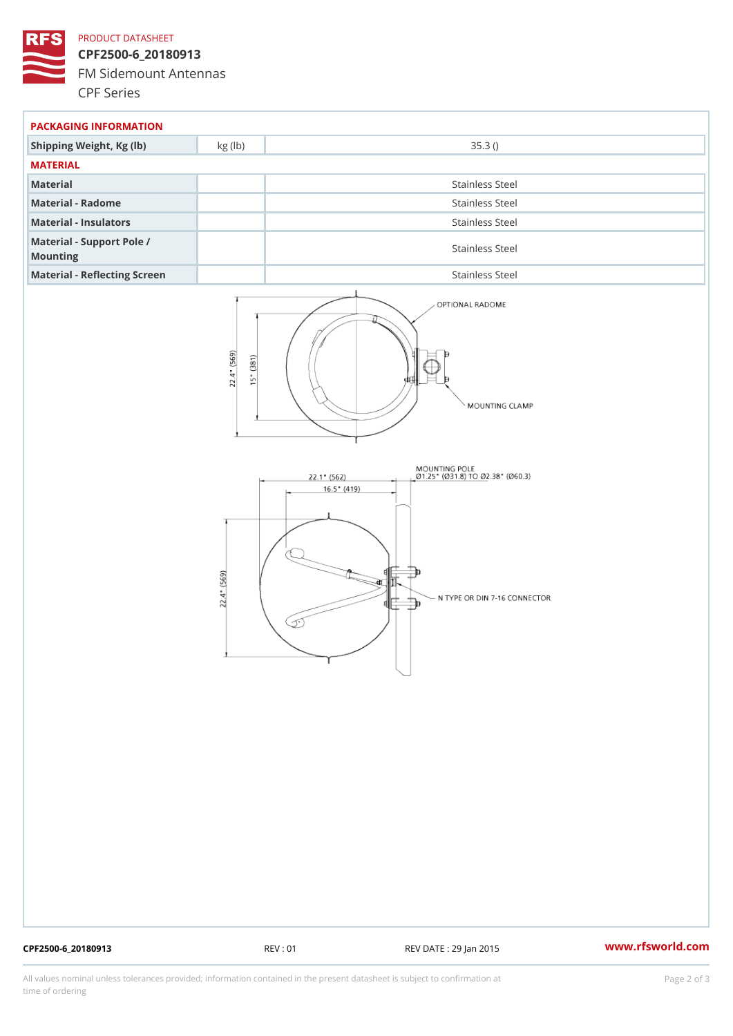PRODUCT DATASHEET

# CPF2500-6_20180913

FM Sidemount Antennas

CPF Series

## PACKAGING INFORMATION

| Shipping Weight, Kg (lb) | kg (lb) | 35.3 () |
|---|---|---|

## MATERIAL

| Material | | Stainless Steel |
|---|---|---|
| Material - Radome | | Stainless Steel |
| Material - Insulators | | Stainless Steel |
| Material - Support Pole / Mounting | | Stainless Steel |
| Material - Reflecting Screen | | Stainless Steel |

OPTIONAL RADOME

MOUNTING CLAMP

22.4" (569)

15" (381)

MOUNTING POLE
Ø1.25" (Ø31.8) TO Ø2.38" (Ø60.3)

22.1" (562)

16.5" (419)

22.4" (569)

N TYPE OR DIN 7-16 CONNECTOR

CPF2500-6_20180913 REV : 01 REV DATE : 29 Jan 2015 www.rfsworld.com

All values nominal unless tolerances provided; information contained in the present datasheet is subject to confirmation at time of ordering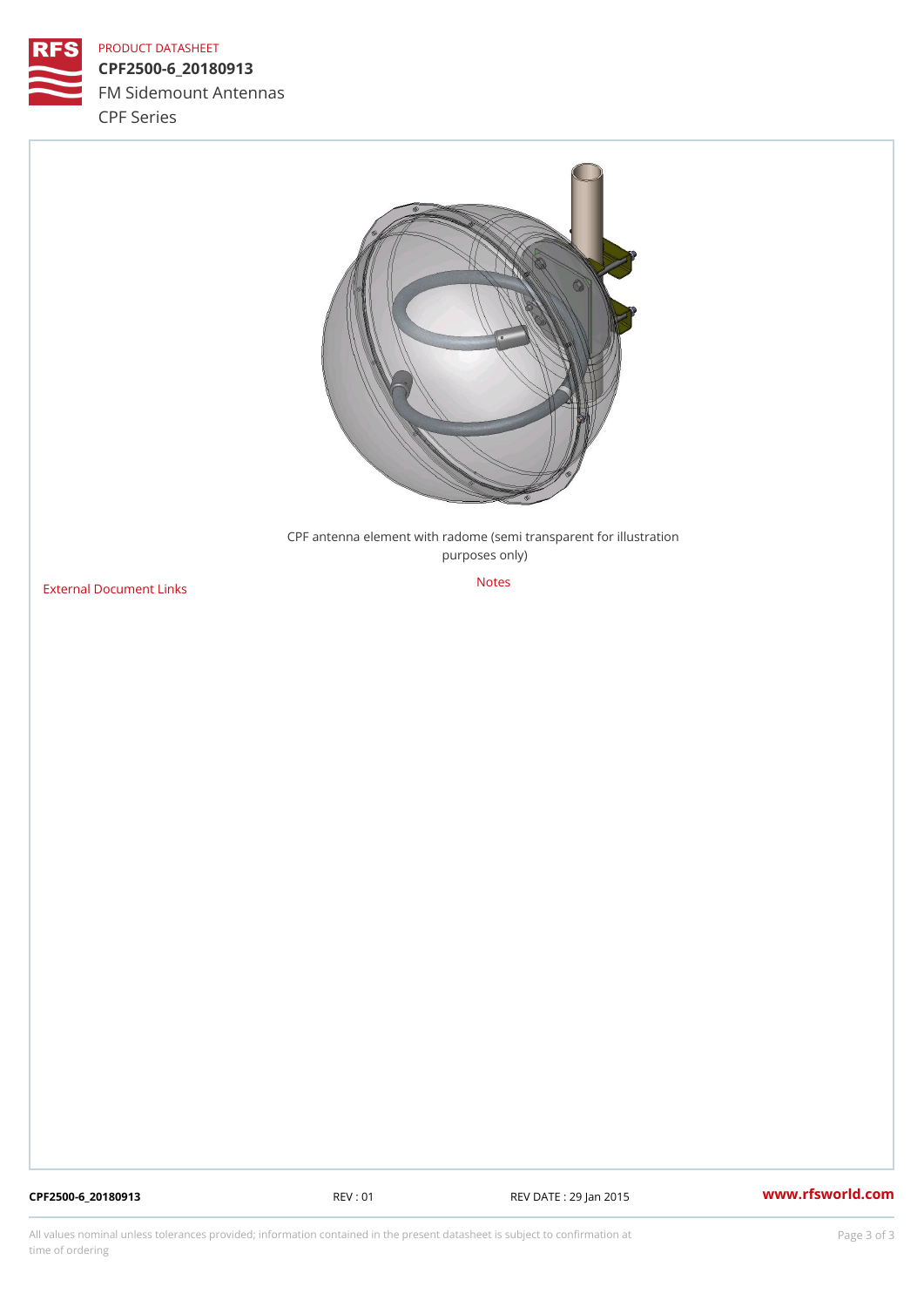PRODUCT DATASHEET

# CPF2500-6_20180913

## FM Sidemount Antennas

### CPF Series

CPF antenna element with radome (semi transparent for illustration purposes only)

External Document Links

Notes